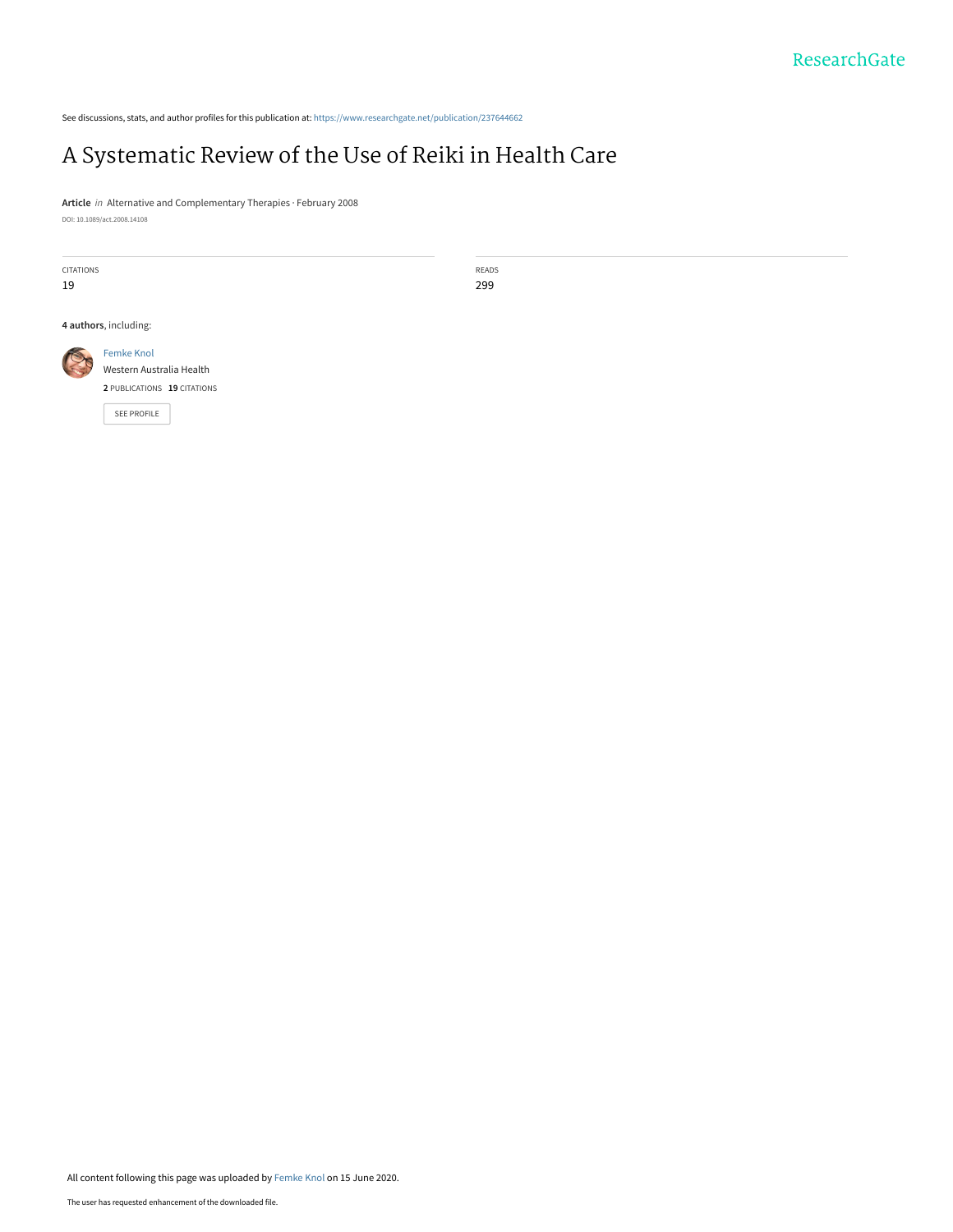See discussions, stats, and author profiles for this publication at: https://www.researchgate.net/publication/237644662

# A Systematic Review of the Use of Reiki in Health Care

**Article** *in* Alternative and Complementary Therapies · February 2008

DOI: 10.1089/act.2008.14108

CITATIONS
19

READS
299

**4 authors**, including:

Femke Knol
Western Australia Health
**2** PUBLICATIONS **19** CITATIONS

SEE PROFILE

All content following this page was uploaded by Femke Knol on 15 June 2020.

The user has requested enhancement of the downloaded file.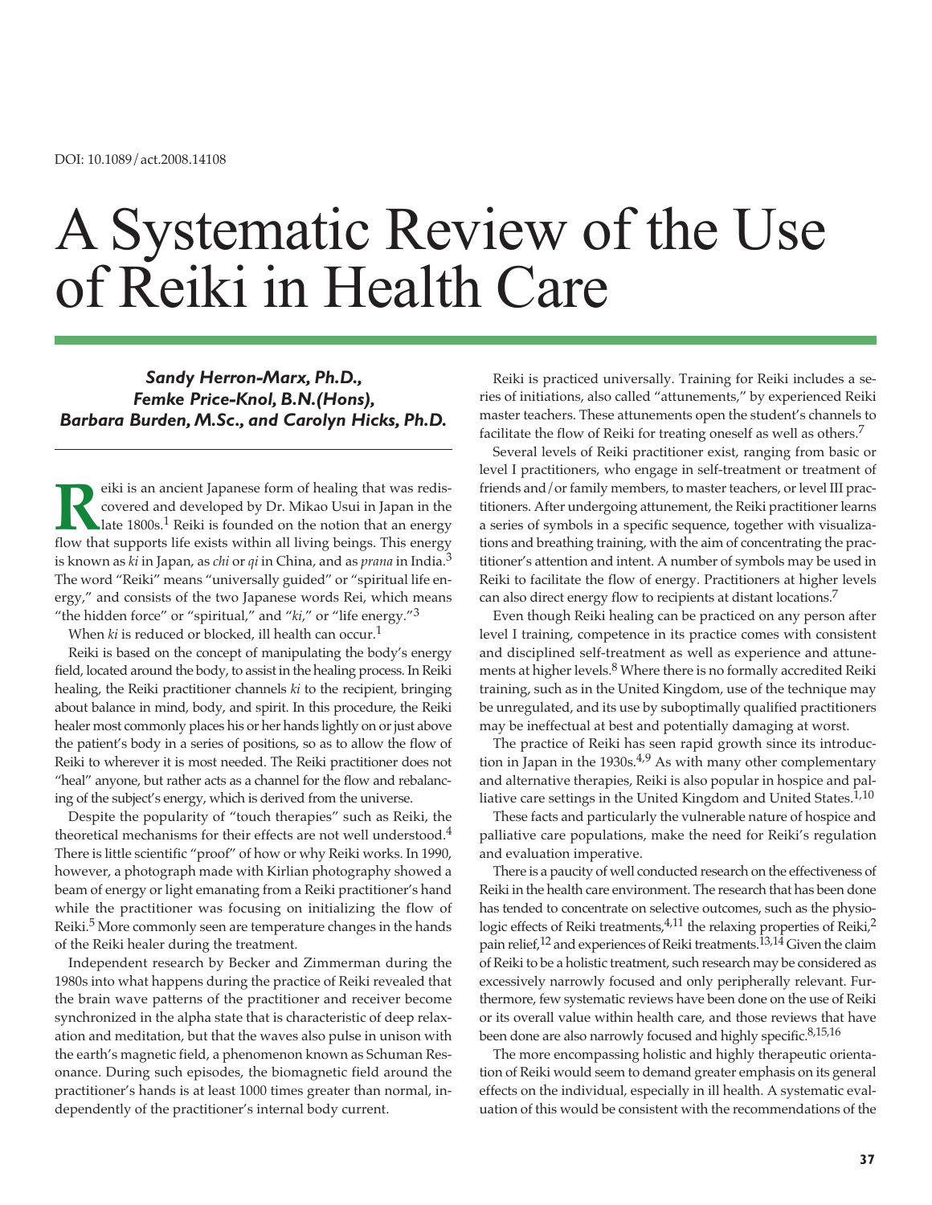DOI: 10.1089/act.2008.14108

# A Systematic Review of the Use of Reiki in Health Care

***Sandy Herron-Marx, Ph.D., Femke Price-Knol, B.N.(Hons), Barbara Burden, M.Sc., and Carolyn Hicks, Ph.D.***

Reiki is an ancient Japanese form of healing that was rediscovered and developed by Dr. Mikao Usui in Japan in the late 1800s.[1] Reiki is founded on the notion that an energy flow that supports life exists within all living beings. This energy is known as *ki* in Japan, as *chi* or *qi* in China, and as *prana* in India.[3] The word "Reiki" means "universally guided" or "spiritual life energy," and consists of the two Japanese words Rei, which means "the hidden force" or "spiritual," and "*ki*," or "life energy."[3]

When *ki* is reduced or blocked, ill health can occur.[1]

Reiki is based on the concept of manipulating the body's energy field, located around the body, to assist in the healing process. In Reiki healing, the Reiki practitioner channels *ki* to the recipient, bringing about balance in mind, body, and spirit. In this procedure, the Reiki healer most commonly places his or her hands lightly on or just above the patient's body in a series of positions, so as to allow the flow of Reiki to wherever it is most needed. The Reiki practitioner does not "heal" anyone, but rather acts as a channel for the flow and rebalancing of the subject's energy, which is derived from the universe.

Despite the popularity of "touch therapies" such as Reiki, the theoretical mechanisms for their effects are not well understood.[4] There is little scientific "proof" of how or why Reiki works. In 1990, however, a photograph made with Kirlian photography showed a beam of energy or light emanating from a Reiki practitioner's hand while the practitioner was focusing on initializing the flow of Reiki.[5] More commonly seen are temperature changes in the hands of the Reiki healer during the treatment.

Independent research by Becker and Zimmerman during the 1980s into what happens during the practice of Reiki revealed that the brain wave patterns of the practitioner and receiver become synchronized in the alpha state that is characteristic of deep relaxation and meditation, but that the waves also pulse in unison with the earth's magnetic field, a phenomenon known as Schuman Resonance. During such episodes, the biomagnetic field around the practitioner's hands is at least 1000 times greater than normal, independently of the practitioner's internal body current.

Reiki is practiced universally. Training for Reiki includes a series of initiations, also called "attunements," by experienced Reiki master teachers. These attunements open the student's channels to facilitate the flow of Reiki for treating oneself as well as others.[7]

Several levels of Reiki practitioner exist, ranging from basic or level I practitioners, who engage in self-treatment or treatment of friends and/or family members, to master teachers, or level III practitioners. After undergoing attunement, the Reiki practitioner learns a series of symbols in a specific sequence, together with visualizations and breathing training, with the aim of concentrating the practitioner's attention and intent. A number of symbols may be used in Reiki to facilitate the flow of energy. Practitioners at higher levels can also direct energy flow to recipients at distant locations.[7]

Even though Reiki healing can be practiced on any person after level I training, competence in its practice comes with consistent and disciplined self-treatment as well as experience and attunements at higher levels.[8] Where there is no formally accredited Reiki training, such as in the United Kingdom, use of the technique may be unregulated, and its use by suboptimally qualified practitioners may be ineffectual at best and potentially damaging at worst.

The practice of Reiki has seen rapid growth since its introduction in Japan in the 1930s.[4,9] As with many other complementary and alternative therapies, Reiki is also popular in hospice and palliative care settings in the United Kingdom and United States.[1,10]

These facts and particularly the vulnerable nature of hospice and palliative care populations, make the need for Reiki's regulation and evaluation imperative.

There is a paucity of well conducted research on the effectiveness of Reiki in the health care environment. The research that has been done has tended to concentrate on selective outcomes, such as the physiologic effects of Reiki treatments,[4,11] the relaxing properties of Reiki,[2] pain relief,[12] and experiences of Reiki treatments.[13,14] Given the claim of Reiki to be a holistic treatment, such research may be considered as excessively narrowly focused and only peripherally relevant. Furthermore, few systematic reviews have been done on the use of Reiki or its overall value within health care, and those reviews that have been done are also narrowly focused and highly specific.[8,15,16]

The more encompassing holistic and highly therapeutic orientation of Reiki would seem to demand greater emphasis on its general effects on the individual, especially in ill health. A systematic evaluation of this would be consistent with the recommendations of the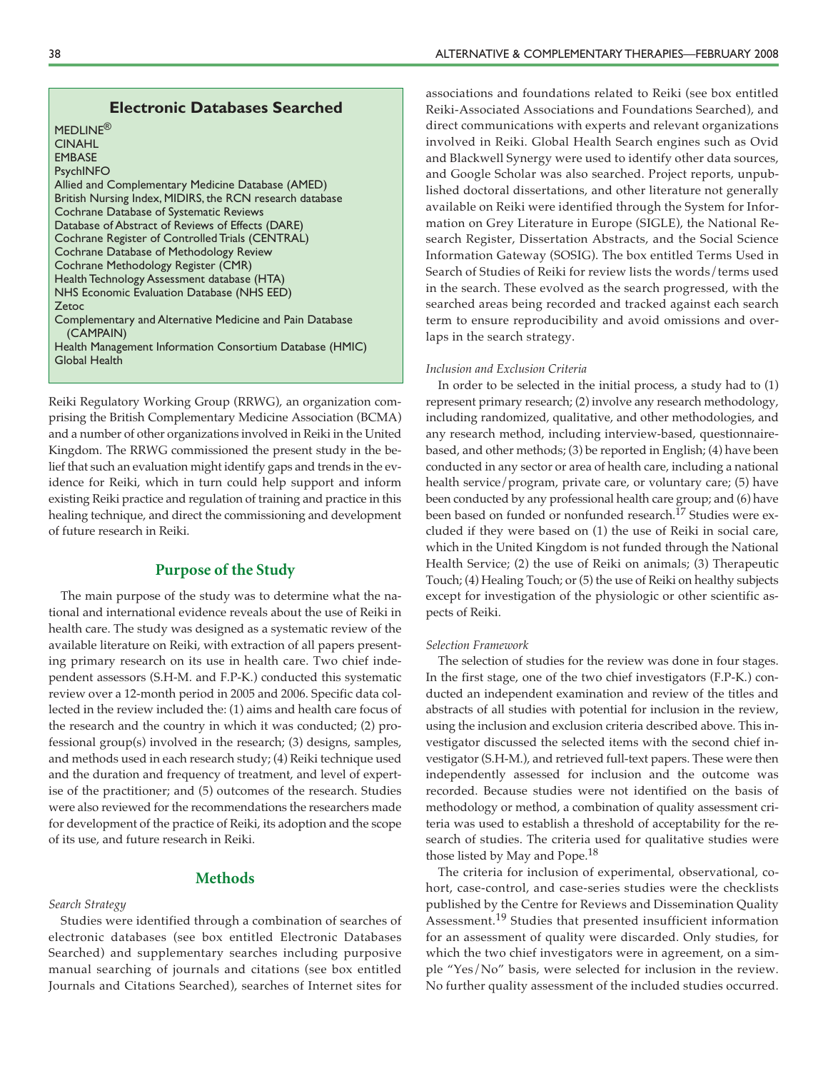## Electronic Databases Searched

MEDLINE®
CINAHL
EMBASE
PsychINFO
Allied and Complementary Medicine Database (AMED)
British Nursing Index, MIDIRS, the RCN research database
Cochrane Database of Systematic Reviews
Database of Abstract of Reviews of Effects (DARE)
Cochrane Register of Controlled Trials (CENTRAL)
Cochrane Database of Methodology Review
Cochrane Methodology Register (CMR)
Health Technology Assessment database (HTA)
NHS Economic Evaluation Database (NHS EED)
Zetoc
Complementary and Alternative Medicine and Pain Database (CAMPAIN)
Health Management Information Consortium Database (HMIC)
Global Health

Reiki Regulatory Working Group (RRWG), an organization comprising the British Complementary Medicine Association (BCMA) and a number of other organizations involved in Reiki in the United Kingdom. The RRWG commissioned the present study in the belief that such an evaluation might identify gaps and trends in the evidence for Reiki, which in turn could help support and inform existing Reiki practice and regulation of training and practice in this healing technique, and direct the commissioning and development of future research in Reiki.

## Purpose of the Study

The main purpose of the study was to determine what the national and international evidence reveals about the use of Reiki in health care. The study was designed as a systematic review of the available literature on Reiki, with extraction of all papers presenting primary research on its use in health care. Two chief independent assessors (S.H-M. and F.P-K.) conducted this systematic review over a 12-month period in 2005 and 2006. Specific data collected in the review included the: (1) aims and health care focus of the research and the country in which it was conducted; (2) professional group(s) involved in the research; (3) designs, samples, and methods used in each research study; (4) Reiki technique used and the duration and frequency of treatment, and level of expertise of the practitioner; and (5) outcomes of the research. Studies were also reviewed for the recommendations the researchers made for development of the practice of Reiki, its adoption and the scope of its use, and future research in Reiki.

## Methods

### *Search Strategy*

Studies were identified through a combination of searches of electronic databases (see box entitled Electronic Databases Searched) and supplementary searches including purposive manual searching of journals and citations (see box entitled Journals and Citations Searched), searches of Internet sites for associations and foundations related to Reiki (see box entitled Reiki-Associated Associations and Foundations Searched), and direct communications with experts and relevant organizations involved in Reiki. Global Health Search engines such as Ovid and Blackwell Synergy were used to identify other data sources, and Google Scholar was also searched. Project reports, unpublished doctoral dissertations, and other literature not generally available on Reiki were identified through the System for Information on Grey Literature in Europe (SIGLE), the National Research Register, Dissertation Abstracts, and the Social Science Information Gateway (SOSIG). The box entitled Terms Used in Search of Studies of Reiki for review lists the words/terms used in the search. These evolved as the search progressed, with the searched areas being recorded and tracked against each search term to ensure reproducibility and avoid omissions and overlaps in the search strategy.

### *Inclusion and Exclusion Criteria*

In order to be selected in the initial process, a study had to (1) represent primary research; (2) involve any research methodology, including randomized, qualitative, and other methodologies, and any research method, including interview-based, questionnaire-based, and other methods; (3) be reported in English; (4) have been conducted in any sector or area of health care, including a national health service/program, private care, or voluntary care; (5) have been conducted by any professional health care group; and (6) have been based on funded or nonfunded research.[17] Studies were excluded if they were based on (1) the use of Reiki in social care, which in the United Kingdom is not funded through the National Health Service; (2) the use of Reiki on animals; (3) Therapeutic Touch; (4) Healing Touch; or (5) the use of Reiki on healthy subjects except for investigation of the physiologic or other scientific aspects of Reiki.

### *Selection Framework*

The selection of studies for the review was done in four stages. In the first stage, one of the two chief investigators (F.P-K.) conducted an independent examination and review of the titles and abstracts of all studies with potential for inclusion in the review, using the inclusion and exclusion criteria described above. This investigator discussed the selected items with the second chief investigator (S.H-M.), and retrieved full-text papers. These were then independently assessed for inclusion and the outcome was recorded. Because studies were not identified on the basis of methodology or method, a combination of quality assessment criteria was used to establish a threshold of acceptability for the research of studies. The criteria used for qualitative studies were those listed by May and Pope.[18]

The criteria for inclusion of experimental, observational, cohort, case-control, and case-series studies were the checklists published by the Centre for Reviews and Dissemination Quality Assessment.[19] Studies that presented insufficient information for an assessment of quality were discarded. Only studies, for which the two chief investigators were in agreement, on a simple "Yes/No" basis, were selected for inclusion in the review. No further quality assessment of the included studies occurred.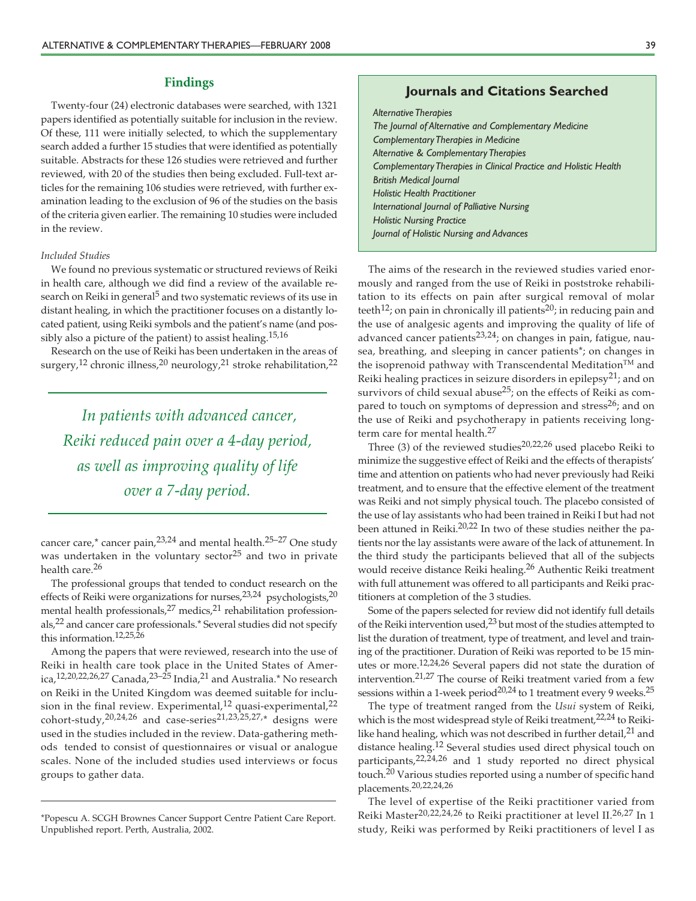## Findings

Twenty-four (24) electronic databases were searched, with 1321 papers identified as potentially suitable for inclusion in the review. Of these, 111 were initially selected, to which the supplementary search added a further 15 studies that were identified as potentially suitable. Abstracts for these 126 studies were retrieved and further reviewed, with 20 of the studies then being excluded. Full-text articles for the remaining 106 studies were retrieved, with further examination leading to the exclusion of 96 of the studies on the basis of the criteria given earlier. The remaining 10 studies were included in the review.

*Included Studies*

We found no previous systematic or structured reviews of Reiki in health care, although we did find a review of the available research on Reiki in general[5] and two systematic reviews of its use in distant healing, in which the practitioner focuses on a distantly located patient, using Reiki symbols and the patient's name (and possibly also a picture of the patient) to assist healing.[15,16]

Research on the use of Reiki has been undertaken in the areas of surgery,[12] chronic illness,[20] neurology,[21] stroke rehabilitation,[22] cancer care,* cancer pain,[23,24] and mental health.[25–27] One study was undertaken in the voluntary sector[25] and two in private health care.[26]

> *In patients with advanced cancer, Reiki reduced pain over a 4-day period, as well as improving quality of life over a 7-day period.*

The professional groups that tended to conduct research on the effects of Reiki were organizations for nurses,[23,24] psychologists,[20] mental health professionals,[27] medics,[21] rehabilitation professionals,[22] and cancer care professionals.* Several studies did not specify this information.[12,25,26]

Among the papers that were reviewed, research into the use of Reiki in health care took place in the United States of America,[12,20,22,26,27] Canada,[23–25] India,[21] and Australia.* No research on Reiki in the United Kingdom was deemed suitable for inclusion in the final review. Experimental,[12] quasi-experimental,[22] cohort-study,[20,24,26] and case-series[21,23,25,27,*] designs were used in the studies included in the review. Data-gathering methods tended to consist of questionnaires or visual or analogue scales. None of the included studies used interviews or focus groups to gather data.

### Journals and Citations Searched

*Alternative Therapies*
*The Journal of Alternative and Complementary Medicine*
*Complementary Therapies in Medicine*
*Alternative & Complementary Therapies*
*Complementary Therapies in Clinical Practice and Holistic Health*
*British Medical Journal*
*Holistic Health Practitioner*
*International Journal of Palliative Nursing*
*Holistic Nursing Practice*
*Journal of Holistic Nursing and Advances*

The aims of the research in the reviewed studies varied enormously and ranged from the use of Reiki in poststroke rehabilitation to its effects on pain after surgical removal of molar teeth[12]; on pain in chronically ill patients[20]; in reducing pain and the use of analgesic agents and improving the quality of life of advanced cancer patients[23,24]; on changes in pain, fatigue, nausea, breathing, and sleeping in cancer patients*; on changes in the isoprenoid pathway with Transcendental Meditation™ and Reiki healing practices in seizure disorders in epilepsy[21]; and on survivors of child sexual abuse[25]; on the effects of Reiki as compared to touch on symptoms of depression and stress[26]; and on the use of Reiki and psychotherapy in patients receiving long-term care for mental health.[27]

Three (3) of the reviewed studies[20,22,26] used placebo Reiki to minimize the suggestive effect of Reiki and the effects of therapists' time and attention on patients who had never previously had Reiki treatment, and to ensure that the effective element of the treatment was Reiki and not simply physical touch. The placebo consisted of the use of lay assistants who had been trained in Reiki I but had not been attuned in Reiki.[20,22] In two of these studies neither the patients nor the lay assistants were aware of the lack of attunement. In the third study the participants believed that all of the subjects would receive distance Reiki healing.[26] Authentic Reiki treatment with full attunement was offered to all participants and Reiki practitioners at completion of the 3 studies.

Some of the papers selected for review did not identify full details of the Reiki intervention used,[23] but most of the studies attempted to list the duration of treatment, type of treatment, and level and training of the practitioner. Duration of Reiki was reported to be 15 minutes or more.[12,24,26] Several papers did not state the duration of intervention.[21,27] The course of Reiki treatment varied from a few sessions within a 1-week period[20,24] to 1 treatment every 9 weeks.[25]

The type of treatment ranged from the *Usui* system of Reiki, which is the most widespread style of Reiki treatment,[22,24] to Reiki-like hand healing, which was not described in further detail,[21] and distance healing.[12] Several studies used direct physical touch on participants,[22,24,26] and 1 study reported no direct physical touch.[20] Various studies reported using a number of specific hand placements.[20,22,24,26]

The level of expertise of the Reiki practitioner varied from Reiki Master[20,22,24,26] to Reiki practitioner at level II.[26,27] In 1 study, Reiki was performed by Reiki practitioners of level I as

---

*Popescu A. SCGH Brownes Cancer Support Centre Patient Care Report. Unpublished report. Perth, Australia, 2002.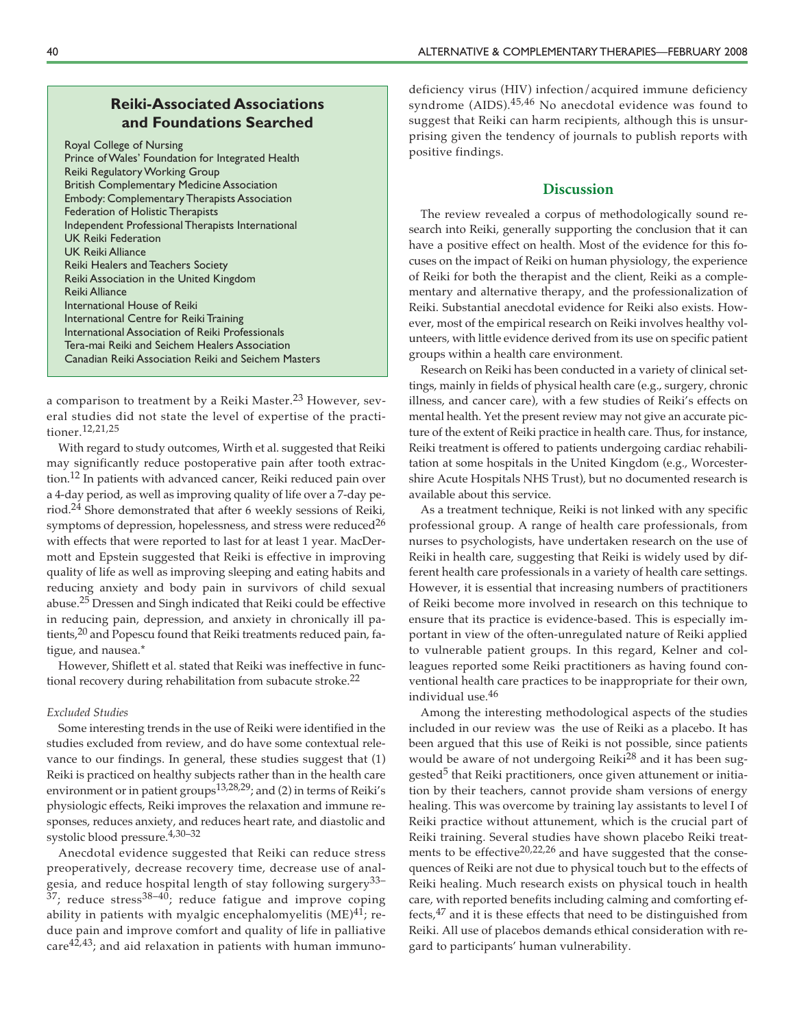## Reiki-Associated Associations and Foundations Searched

Royal College of Nursing
Prince of Wales' Foundation for Integrated Health
Reiki Regulatory Working Group
British Complementary Medicine Association
Embody: Complementary Therapists Association
Federation of Holistic Therapists
Independent Professional Therapists International
UK Reiki Federation
UK Reiki Alliance
Reiki Healers and Teachers Society
Reiki Association in the United Kingdom
Reiki Alliance
International House of Reiki
International Centre for Reiki Training
International Association of Reiki Professionals
Tera-mai Reiki and Seichem Healers Association
Canadian Reiki Association Reiki and Seichem Masters

a comparison to treatment by a Reiki Master.[23] However, several studies did not state the level of expertise of the practitioner.[12,21,25]

With regard to study outcomes, Wirth et al. suggested that Reiki may significantly reduce postoperative pain after tooth extraction.[12] In patients with advanced cancer, Reiki reduced pain over a 4-day period, as well as improving quality of life over a 7-day period.[24] Shore demonstrated that after 6 weekly sessions of Reiki, symptoms of depression, hopelessness, and stress were reduced[26] with effects that were reported to last for at least 1 year. MacDermott and Epstein suggested that Reiki is effective in improving quality of life as well as improving sleeping and eating habits and reducing anxiety and body pain in survivors of child sexual abuse.[25] Dressen and Singh indicated that Reiki could be effective in reducing pain, depression, and anxiety in chronically ill patients,[20] and Popescu found that Reiki treatments reduced pain, fatigue, and nausea.*

However, Shiflett et al. stated that Reiki was ineffective in functional recovery during rehabilitation from subacute stroke.[22]

*Excluded Studies*

Some interesting trends in the use of Reiki were identified in the studies excluded from review, and do have some contextual relevance to our findings. In general, these studies suggest that (1) Reiki is practiced on healthy subjects rather than in the health care environment or in patient groups[13,28,29]; and (2) in terms of Reiki's physiologic effects, Reiki improves the relaxation and immune responses, reduces anxiety, and reduces heart rate, and diastolic and systolic blood pressure.[4,30–32]

Anecdotal evidence suggested that Reiki can reduce stress preoperatively, decrease recovery time, decrease use of analgesia, and reduce hospital length of stay following surgery[33–37]; reduce stress[38–40]; reduce fatigue and improve coping ability in patients with myalgic encephalomyelitis (ME)[41]; reduce pain and improve comfort and quality of life in palliative care[42,43]; and aid relaxation in patients with human immunodeficiency virus (HIV) infection/acquired immune deficiency syndrome (AIDS).[45,46] No anecdotal evidence was found to suggest that Reiki can harm recipients, although this is unsurprising given the tendency of journals to publish reports with positive findings.

## Discussion

The review revealed a corpus of methodologically sound research into Reiki, generally supporting the conclusion that it can have a positive effect on health. Most of the evidence for this focuses on the impact of Reiki on human physiology, the experience of Reiki for both the therapist and the client, Reiki as a complementary and alternative therapy, and the professionalization of Reiki. Substantial anecdotal evidence for Reiki also exists. However, most of the empirical research on Reiki involves healthy volunteers, with little evidence derived from its use on specific patient groups within a health care environment.

Research on Reiki has been conducted in a variety of clinical settings, mainly in fields of physical health care (e.g., surgery, chronic illness, and cancer care), with a few studies of Reiki's effects on mental health. Yet the present review may not give an accurate picture of the extent of Reiki practice in health care. Thus, for instance, Reiki treatment is offered to patients undergoing cardiac rehabilitation at some hospitals in the United Kingdom (e.g., Worcestershire Acute Hospitals NHS Trust), but no documented research is available about this service.

As a treatment technique, Reiki is not linked with any specific professional group. A range of health care professionals, from nurses to psychologists, have undertaken research on the use of Reiki in health care, suggesting that Reiki is widely used by different health care professionals in a variety of health care settings. However, it is essential that increasing numbers of practitioners of Reiki become more involved in research on this technique to ensure that its practice is evidence-based. This is especially important in view of the often-unregulated nature of Reiki applied to vulnerable patient groups. In this regard, Kelner and colleagues reported some Reiki practitioners as having found conventional health care practices to be inappropriate for their own, individual use.[46]

Among the interesting methodological aspects of the studies included in our review was the use of Reiki as a placebo. It has been argued that this use of Reiki is not possible, since patients would be aware of not undergoing Reiki[28] and it has been suggested[5] that Reiki practitioners, once given attunement or initiation by their teachers, cannot provide sham versions of energy healing. This was overcome by training lay assistants to level I of Reiki practice without attunement, which is the crucial part of Reiki training. Several studies have shown placebo Reiki treatments to be effective[20,22,26] and have suggested that the consequences of Reiki are not due to physical touch but to the effects of Reiki healing. Much research exists on physical touch in health care, with reported benefits including calming and comforting effects,[47] and it is these effects that need to be distinguished from Reiki. All use of placebos demands ethical consideration with regard to participants' human vulnerability.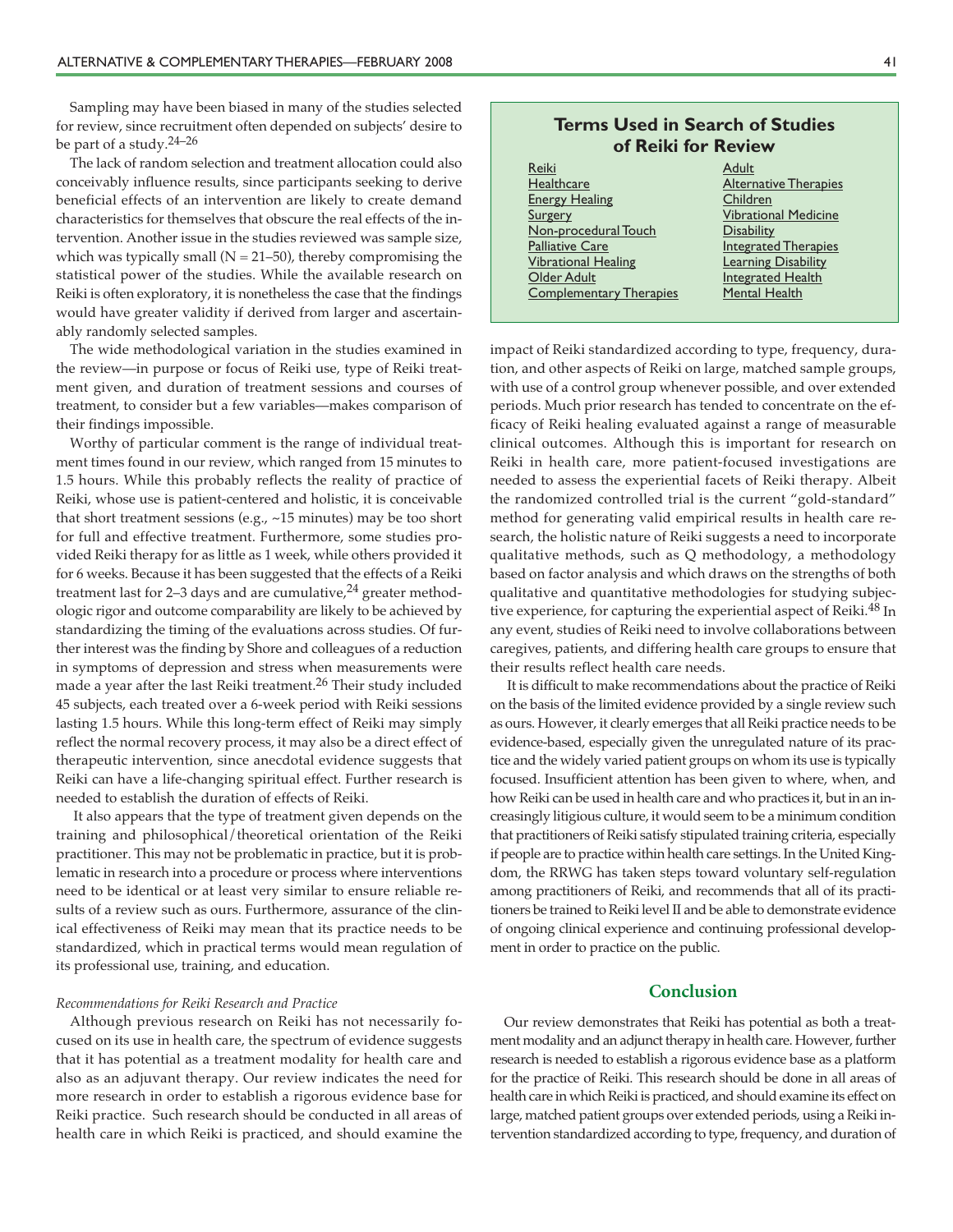Sampling may have been biased in many of the studies selected for review, since recruitment often depended on subjects' desire to be part of a study.[24–26]

The lack of random selection and treatment allocation could also conceivably influence results, since participants seeking to derive beneficial effects of an intervention are likely to create demand characteristics for themselves that obscure the real effects of the intervention. Another issue in the studies reviewed was sample size, which was typically small (N = 21–50), thereby compromising the statistical power of the studies. While the available research on Reiki is often exploratory, it is nonetheless the case that the findings would have greater validity if derived from larger and ascertainably randomly selected samples.

The wide methodological variation in the studies examined in the review—in purpose or focus of Reiki use, type of Reiki treatment given, and duration of treatment sessions and courses of treatment, to consider but a few variables—makes comparison of their findings impossible.

Worthy of particular comment is the range of individual treatment times found in our review, which ranged from 15 minutes to 1.5 hours. While this probably reflects the reality of practice of Reiki, whose use is patient-centered and holistic, it is conceivable that short treatment sessions (e.g., ~15 minutes) may be too short for full and effective treatment. Furthermore, some studies provided Reiki therapy for as little as 1 week, while others provided it for 6 weeks. Because it has been suggested that the effects of a Reiki treatment last for 2–3 days and are cumulative,[24] greater methodologic rigor and outcome comparability are likely to be achieved by standardizing the timing of the evaluations across studies. Of further interest was the finding by Shore and colleagues of a reduction in symptoms of depression and stress when measurements were made a year after the last Reiki treatment.[26] Their study included 45 subjects, each treated over a 6-week period with Reiki sessions lasting 1.5 hours. While this long-term effect of Reiki may simply reflect the normal recovery process, it may also be a direct effect of therapeutic intervention, since anecdotal evidence suggests that Reiki can have a life-changing spiritual effect. Further research is needed to establish the duration of effects of Reiki.

It also appears that the type of treatment given depends on the training and philosophical/theoretical orientation of the Reiki practitioner. This may not be problematic in practice, but it is problematic in research into a procedure or process where interventions need to be identical or at least very similar to ensure reliable results of a review such as ours. Furthermore, assurance of the clinical effectiveness of Reiki may mean that its practice needs to be standardized, which in practical terms would mean regulation of its professional use, training, and education.

*Recommendations for Reiki Research and Practice*

Although previous research on Reiki has not necessarily focused on its use in health care, the spectrum of evidence suggests that it has potential as a treatment modality for health care and also as an adjuvant therapy. Our review indicates the need for more research in order to establish a rigorous evidence base for Reiki practice. Such research should be conducted in all areas of health care in which Reiki is practiced, and should examine the impact of Reiki standardized according to type, frequency, duration, and other aspects of Reiki on large, matched sample groups, with use of a control group whenever possible, and over extended periods. Much prior research has tended to concentrate on the efficacy of Reiki healing evaluated against a range of measurable clinical outcomes. Although this is important for research on Reiki in health care, more patient-focused investigations are needed to assess the experiential facets of Reiki therapy. Albeit the randomized controlled trial is the current "gold-standard" method for generating valid empirical results in health care research, the holistic nature of Reiki suggests a need to incorporate qualitative methods, such as Q methodology, a methodology based on factor analysis and which draws on the strengths of both qualitative and quantitative methodologies for studying subjective experience, for capturing the experiential aspect of Reiki.[48] In any event, studies of Reiki need to involve collaborations between caregives, patients, and differing health care groups to ensure that their results reflect health care needs.

It is difficult to make recommendations about the practice of Reiki on the basis of the limited evidence provided by a single review such as ours. However, it clearly emerges that all Reiki practice needs to be evidence-based, especially given the unregulated nature of its practice and the widely varied patient groups on whom its use is typically focused. Insufficient attention has been given to where, when, and how Reiki can be used in health care and who practices it, but in an increasingly litigious culture, it would seem to be a minimum condition that practitioners of Reiki satisfy stipulated training criteria, especially if people are to practice within health care settings. In the United Kingdom, the RRWG has taken steps toward voluntary self-regulation among practitioners of Reiki, and recommends that all of its practitioners be trained to Reiki level II and be able to demonstrate evidence of ongoing clinical experience and continuing professional development in order to practice on the public.

**Terms Used in Search of Studies of Reiki for Review**

| | |
|---|---|
| Reiki | Adult |
| Healthcare | Alternative Therapies |
| Energy Healing | Children |
| Surgery | Vibrational Medicine |
| Non-procedural Touch | Disability |
| Palliative Care | Integrated Therapies |
| Vibrational Healing | Learning Disability |
| Older Adult | Integrated Health |
| Complementary Therapies | Mental Health |

## Conclusion

Our review demonstrates that Reiki has potential as both a treatment modality and an adjunct therapy in health care. However, further research is needed to establish a rigorous evidence base as a platform for the practice of Reiki. This research should be done in all areas of health care in which Reiki is practiced, and should examine its effect on large, matched patient groups over extended periods, using a Reiki intervention standardized according to type, frequency, and duration of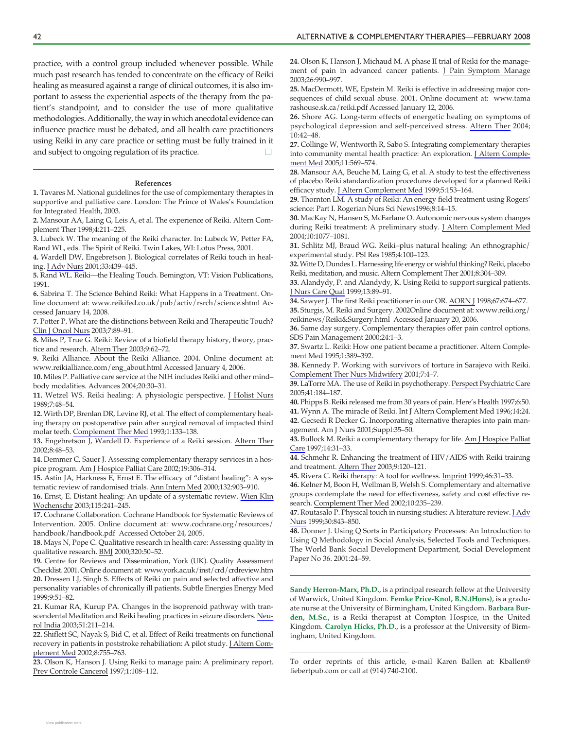practice, with a control group included whenever possible. While much past research has tended to concentrate on the efficacy of Reiki healing as measured against a range of clinical outcomes, it is also important to assess the experiential aspects of the therapy from the patient's standpoint, and to consider the use of more qualitative methodologies. Additionally, the way in which anecdotal evidence can influence practice must be debated, and all health care practitioners using Reiki in any care practice or setting must be fully trained in it and subject to ongoing regulation of its practice. □

## References

**1.** Tavares M. National guidelines for the use of complementary therapies in supportive and palliative care. London: The Prince of Wales's Foundation for Integrated Health, 2003.

**2.** Mansour AA, Laing G, Leis A, et al. The experience of Reiki. Altern Complement Ther 1998;4:211–225.

**3.** Lubeck W. The meaning of the Reiki character. In: Lubeck W, Petter FA, Rand WL, eds. The Spirit of Reiki. Twin Lakes, WI: Lotus Press, 2001.

**4.** Wardell DW, Engebretson J. Biological correlates of Reiki touch in healing. J Adv Nurs 2001;33:439–445.

**5.** Rand WL. Reiki—the Healing Touch. Bemington, VT: Vision Publications, 1991.

**6.** Sabrina T. The Science Behind Reiki: What Happens in a Treatment. Online document at: www.reikifed.co.uk/pub/activ/rsrch/science.shtml Accessed January 14, 2008.

**7.** Potter P. What are the distinctions between Reiki and Therapeutic Touch? Clin J Oncol Nurs 2003;7:89–91.

**8.** Miles P, True G. Reiki: Review of a biofield therapy history, theory, practice and research. Altern Ther 2003;9:62–72.

**9.** Reiki Alliance. About the Reiki Alliance. 2004. Online document at: www.reikialliance.com/eng_about.html Accessed January 4, 2006.

**10.** Miles P. Palliative care service at the NIH includes Reiki and other mind–body modalities. Advances 2004;20:30–31.

**11.** Wetzel WS. Reiki healing: A physiologic perspective. J Holist Nurs 1989;7:48–54.

**12.** Wirth DP, Brenlan DR, Levine RJ, et al. The effect of complementary healing therapy on postoperative pain after surgical removal of impacted third molar teeth. Complement Ther Med 1993;1:133–138.

**13.** Engebretson J, Wardell D. Experience of a Reiki session. Altern Ther 2002;8:48–53.

**14.** Demmer C, Sauer J. Assessing complementary therapy services in a hospice program. Am J Hospice Palliat Care 2002;19:306–314.

**15.** Astin JA, Harkness E, Ernst E. The efficacy of "distant healing": A systematic review of randomised trials. Ann Intern Med 2000;132:903–910.

**16.** Ernst, E. Distant healing: An update of a systematic review. Wien Klin Wochenschr 2003;115:241–245.

**17.** Cochrane Collaboration. Cochrane Handbook for Systematic Reviews of Intervention. 2005. Online document at: www.cochrane.org/resources/handbook/handbook.pdf Accessed October 24, 2005.

**18.** Mays N, Pope C. Qualitative research in health care: Assessing quality in qualitative research. BMJ 2000;320:50–52.

**19.** Centre for Reviews and Dissemination, York (UK). Quality Assessment Checklist. 2001. Online document at: www.york.ac.uk/inst/crd/crdreview.htm

**20.** Dressen LJ, Singh S. Effects of Reiki on pain and selected affective and personality variables of chronically ill patients. Subtle Energies Energy Med 1999;9:51–82.

**21.** Kumar RA, Kurup PA. Changes in the isoprenoid pathway with transcendental Meditation and Reiki healing practices in seizure disorders. Neurol India 2003;51:211–214.

**22.** Shiflett SC, Nayak S, Bid C, et al. Effect of Reiki treatments on functional recovery in patients in poststroke rehabilitation: A pilot study. J Altern Complement Med 2002;8:755–763.

**23.** Olson K, Hanson J. Using Reiki to manage pain: A preliminary report. Prev Controle Cancerol 1997;1:108–112.

**24.** Olson K, Hanson J, Michaud M. A phase II trial of Reiki for the management of pain in advanced cancer patients. J Pain Symptom Manage 2003;26:990–997.

**25.** MacDermott, WE, Epstein M. Reiki is effective in addressing major consequences of child sexual abuse. 2001. Online document at: www.tamarashouse.sk.ca/reiki.pdf Accessed January 12, 2006.

**26.** Shore AG. Long-term effects of energetic healing on symptoms of psychological depression and self-perceived stress. Altern Ther 2004; 10:42–48.

**27.** Collinge W, Wentworth R, Sabo S. Integrating complementary therapies into community mental health practice: An exploration. J Altern Complement Med 2005;11:569–574.

**28.** Mansour AA, Beuche M, Laing G, et al. A study to test the effectiveness of placebo Reiki standardization procedures developed for a planned Reiki efficacy study. J Altern Complement Med 1999;5:153–164.

**29.** Thornton LM. A study of Reiki: An energy field treatment using Rogers' science: Part I. Rogerian Nurs Sci News1996;8:14–15.

**30.** MacKay N, Hansen S, McFarlane O. Autonomic nervous system changes during Reiki treatment: A preliminary study. J Altern Complement Med 2004;10:1077–1081.

**31.** Schlitz MJ, Braud WG. Reiki–plus natural healing: An ethnographic/experimental study. PSI Res 1985;4:100–123.

**32.** Witte D, Dundes L. Harnessing life energy or wishful thinking? Reiki, placebo Reiki, meditation, and music. Altern Complement Ther 2001;8:304–309.

**33.** Alandydy, P. and Alandydy, K. Using Reiki to support surgical patients. J Nurs Care Qual 1999;13:89–91.

**34.** Sawyer J. The first Reiki practitioner in our OR. AORN J 1998;67:674–677.

**35.** Sturgis, M. Reiki and Surgery. 2002Online document at: xwww.reiki.org/reikinews/Reiki&Surgery.html Accessed January 20, 2006.

**36.** Same day surgery. Complementary therapies offer pain control options. SDS Pain Management 2000;24:1–3.

**37.** Swartz L. Reiki: How one patient became a practitioner. Altern Complement Med 1995;1:389–392.

**38.** Kennedy P. Working with survivors of torture in Sarajevo with Reiki. Complement Ther Nurs Midwifery 2001;7:4–7.

**39.** LaTorre MA. The use of Reiki in psychotherapy. Perspect Psychiatric Care 2005;41:184–187.

**40.** Phipps B. Reiki released me from 30 years of pain. Here's Health 1997;6:50.

**41.** Wynn A. The miracle of Reiki. Int J Altern Complement Med 1996;14:24.

**42.** Gecsedi R Decker G. Incorporating alternative therapies into pain management. Am J Nurs 2001;Suppl:35–50.

**43.** Bullock M. Reiki: a complementary therapy for life. Am J Hospice Palliat Care 1997;14:31–33.

**44.** Schmehr R. Enhancing the treatment of HIV/AIDS with Reiki training and treatment. Altern Ther 2003;9:120–121.

**45.** Rivera C. Reiki therapy: A tool for wellness. Imprint 1999;46:31–33.

**46.** Kelner M, Boon H, Wellman B, Welsh S. Complementary and alternative groups contemplate the need for effectiveness, safety and cost effective research. Complement Ther Med 2002;10:235–239.

**47.** Routasalo P. Physical touch in nursing studies: A literature review. J Adv Nurs 1999;30:843–850.

**48.** Donner J. Using Q Sorts in Participatory Processes: An Introduction to Using Q Methodology in Social Analysis, Selected Tools and Techniques. The World Bank Social Development Department, Social Development Paper No 36. 2001:24–59.

---

**Sandy Herron-Marx, Ph.D.,** is a principal research fellow at the University of Warwick, United Kingdom. **Femke Price-Knol, B.N.(Hons),** is a graduate nurse at the University of Birmingham, United Kingdom. **Barbara Burden, M.Sc.,** is a Reiki therapist at Compton Hospice, in the United Kingdom. **Carolyn Hicks, Ph.D.,** is a professor at the University of Birmingham, United Kingdom.

To order reprints of this article, e-mail Karen Ballen at: Kballen@liebertpub.com or call at (914) 740-2100.